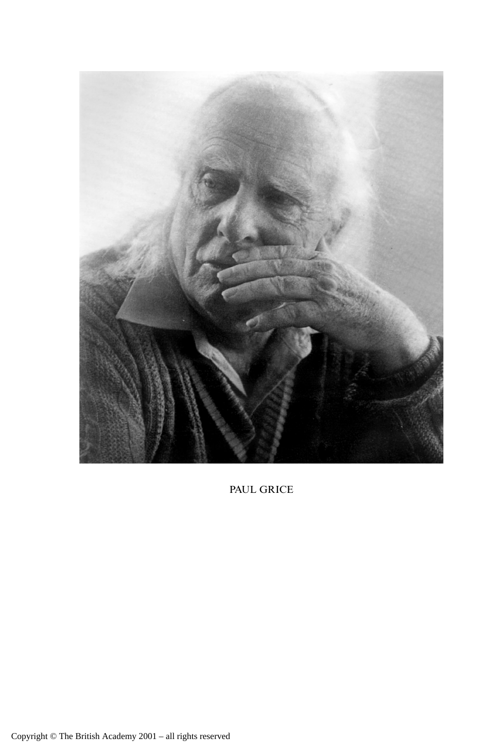PAUL GRICE

Copyright © The British Academy 2001 – all rights reserved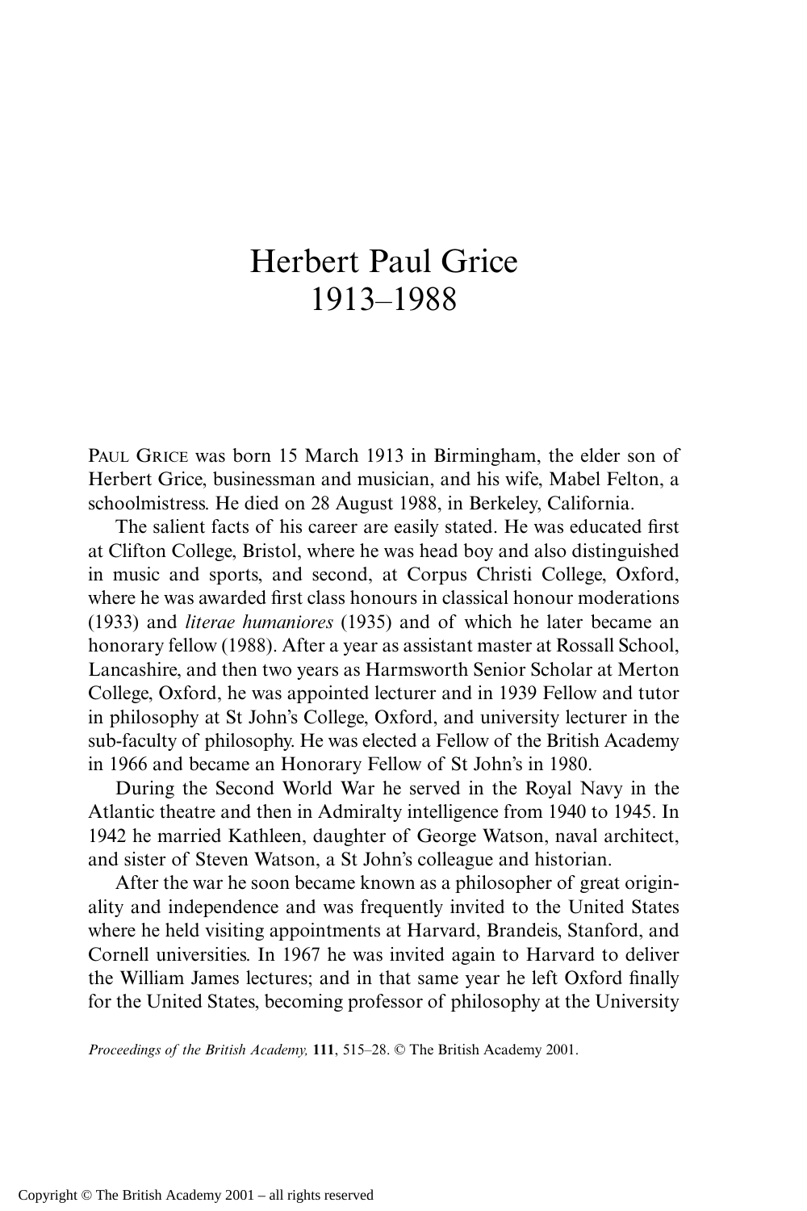# Herbert Paul Grice
# 1913–1988

PAUL GRICE was born 15 March 1913 in Birmingham, the elder son of Herbert Grice, businessman and musician, and his wife, Mabel Felton, a schoolmistress. He died on 28 August 1988, in Berkeley, California.

The salient facts of his career are easily stated. He was educated first at Clifton College, Bristol, where he was head boy and also distinguished in music and sports, and second, at Corpus Christi College, Oxford, where he was awarded first class honours in classical honour moderations (1933) and *literae humaniores* (1935) and of which he later became an honorary fellow (1988). After a year as assistant master at Rossall School, Lancashire, and then two years as Harmsworth Senior Scholar at Merton College, Oxford, he was appointed lecturer and in 1939 Fellow and tutor in philosophy at St John's College, Oxford, and university lecturer in the sub-faculty of philosophy. He was elected a Fellow of the British Academy in 1966 and became an Honorary Fellow of St John's in 1980.

During the Second World War he served in the Royal Navy in the Atlantic theatre and then in Admiralty intelligence from 1940 to 1945. In 1942 he married Kathleen, daughter of George Watson, naval architect, and sister of Steven Watson, a St John's colleague and historian.

After the war he soon became known as a philosopher of great originality and independence and was frequently invited to the United States where he held visiting appointments at Harvard, Brandeis, Stanford, and Cornell universities. In 1967 he was invited again to Harvard to deliver the William James lectures; and in that same year he left Oxford finally for the United States, becoming professor of philosophy at the University

*Proceedings of the British Academy,* **111**, 515–28. © The British Academy 2001.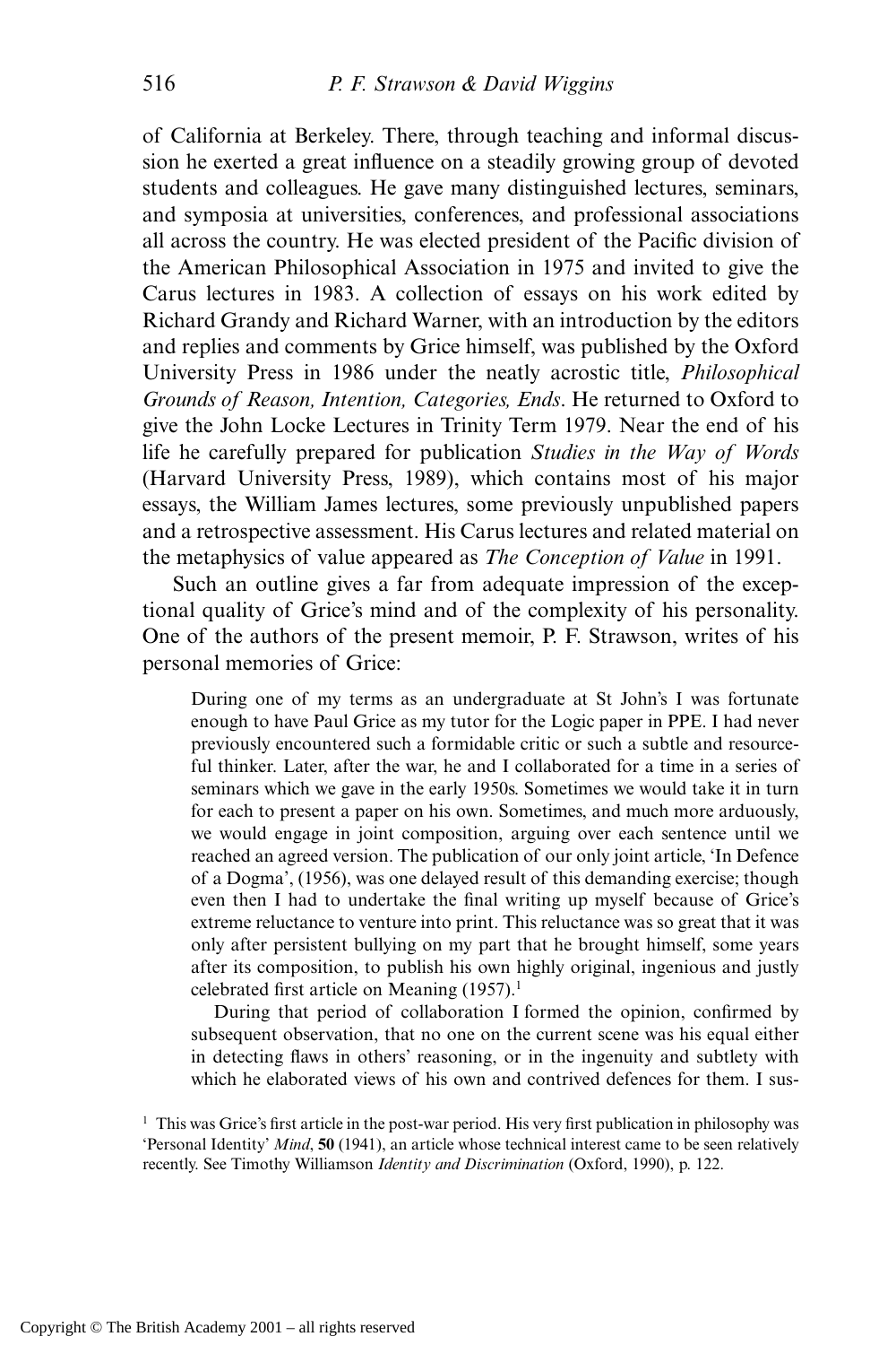of California at Berkeley. There, through teaching and informal discussion he exerted a great influence on a steadily growing group of devoted students and colleagues. He gave many distinguished lectures, seminars, and symposia at universities, conferences, and professional associations all across the country. He was elected president of the Pacific division of the American Philosophical Association in 1975 and invited to give the Carus lectures in 1983. A collection of essays on his work edited by Richard Grandy and Richard Warner, with an introduction by the editors and replies and comments by Grice himself, was published by the Oxford University Press in 1986 under the neatly acrostic title, *Philosophical Grounds of Reason, Intention, Categories, Ends*. He returned to Oxford to give the John Locke Lectures in Trinity Term 1979. Near the end of his life he carefully prepared for publication *Studies in the Way of Words* (Harvard University Press, 1989), which contains most of his major essays, the William James lectures, some previously unpublished papers and a retrospective assessment. His Carus lectures and related material on the metaphysics of value appeared as *The Conception of Value* in 1991.

Such an outline gives a far from adequate impression of the exceptional quality of Grice's mind and of the complexity of his personality. One of the authors of the present memoir, P. F. Strawson, writes of his personal memories of Grice:

> During one of my terms as an undergraduate at St John's I was fortunate enough to have Paul Grice as my tutor for the Logic paper in PPE. I had never previously encountered such a formidable critic or such a subtle and resourceful thinker. Later, after the war, he and I collaborated for a time in a series of seminars which we gave in the early 1950s. Sometimes we would take it in turn for each to present a paper on his own. Sometimes, and much more arduously, we would engage in joint composition, arguing over each sentence until we reached an agreed version. The publication of our only joint article, 'In Defence of a Dogma', (1956), was one delayed result of this demanding exercise; though even then I had to undertake the final writing up myself because of Grice's extreme reluctance to venture into print. This reluctance was so great that it was only after persistent bullying on my part that he brought himself, some years after its composition, to publish his own highly original, ingenious and justly celebrated first article on Meaning (1957).[1]
>
> During that period of collaboration I formed the opinion, confirmed by subsequent observation, that no one on the current scene was his equal either in detecting flaws in others' reasoning, or in the ingenuity and subtlety with which he elaborated views of his own and contrived defences for them. I sus-

[1] This was Grice's first article in the post-war period. His very first publication in philosophy was 'Personal Identity' *Mind*, **50** (1941), an article whose technical interest came to be seen relatively recently. See Timothy Williamson *Identity and Discrimination* (Oxford, 1990), p. 122.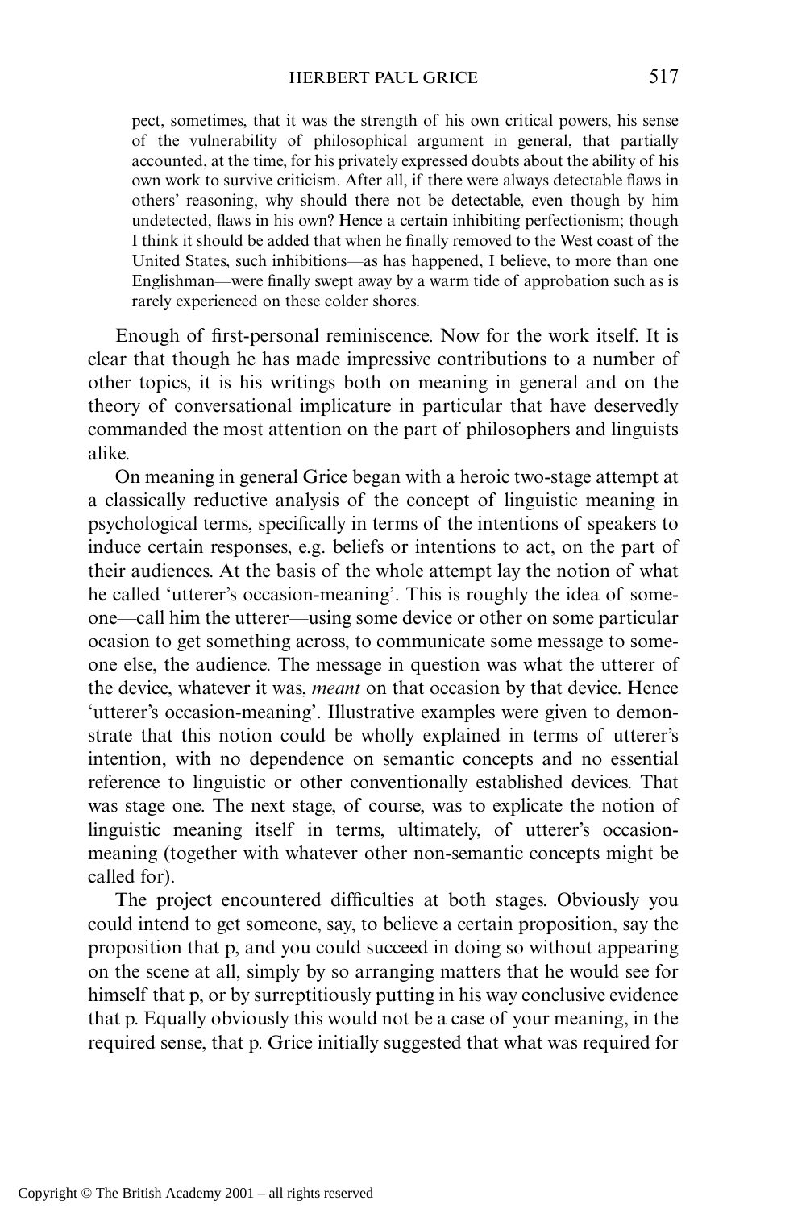pect, sometimes, that it was the strength of his own critical powers, his sense of the vulnerability of philosophical argument in general, that partially accounted, at the time, for his privately expressed doubts about the ability of his own work to survive criticism. After all, if there were always detectable flaws in others' reasoning, why should there not be detectable, even though by him undetected, flaws in his own? Hence a certain inhibiting perfectionism; though I think it should be added that when he finally removed to the West coast of the United States, such inhibitions—as has happened, I believe, to more than one Englishman—were finally swept away by a warm tide of approbation such as is rarely experienced on these colder shores.

Enough of first-personal reminiscence. Now for the work itself. It is clear that though he has made impressive contributions to a number of other topics, it is his writings both on meaning in general and on the theory of conversational implicature in particular that have deservedly commanded the most attention on the part of philosophers and linguists alike.

On meaning in general Grice began with a heroic two-stage attempt at a classically reductive analysis of the concept of linguistic meaning in psychological terms, specifically in terms of the intentions of speakers to induce certain responses, e.g. beliefs or intentions to act, on the part of their audiences. At the basis of the whole attempt lay the notion of what he called 'utterer's occasion-meaning'. This is roughly the idea of someone—call him the utterer—using some device or other on some particular ocasion to get something across, to communicate some message to someone else, the audience. The message in question was what the utterer of the device, whatever it was, *meant* on that occasion by that device. Hence 'utterer's occasion-meaning'. Illustrative examples were given to demonstrate that this notion could be wholly explained in terms of utterer's intention, with no dependence on semantic concepts and no essential reference to linguistic or other conventionally established devices. That was stage one. The next stage, of course, was to explicate the notion of linguistic meaning itself in terms, ultimately, of utterer's occasion-meaning (together with whatever other non-semantic concepts might be called for).

The project encountered difficulties at both stages. Obviously you could intend to get someone, say, to believe a certain proposition, say the proposition that p, and you could succeed in doing so without appearing on the scene at all, simply by so arranging matters that he would see for himself that p, or by surreptitiously putting in his way conclusive evidence that p. Equally obviously this would not be a case of your meaning, in the required sense, that p. Grice initially suggested that what was required for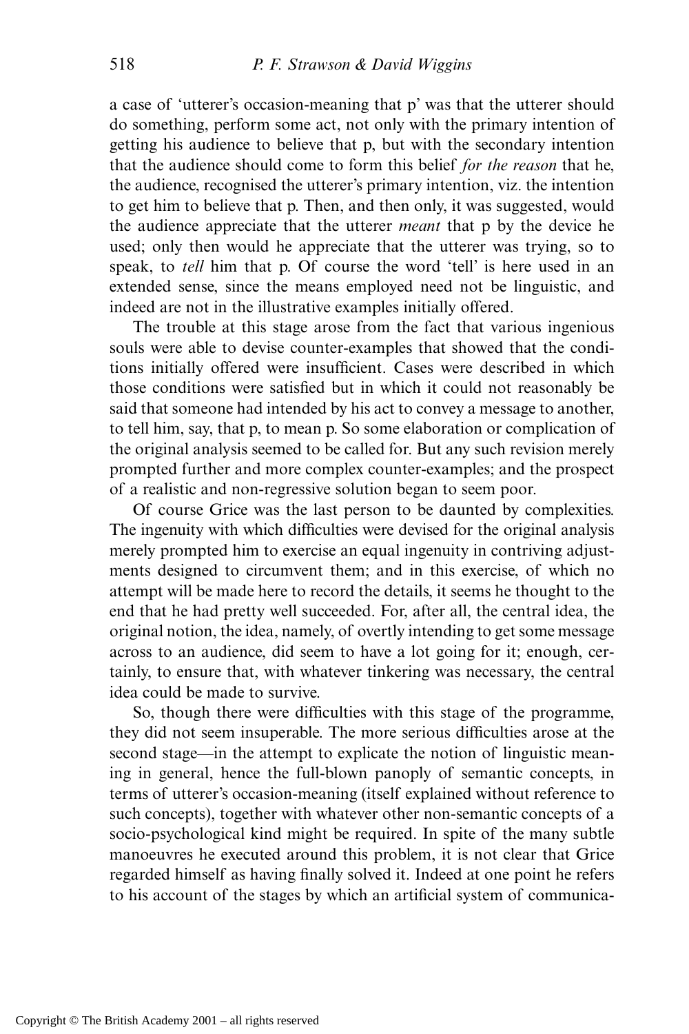a case of 'utterer's occasion-meaning that p' was that the utterer should do something, perform some act, not only with the primary intention of getting his audience to believe that p, but with the secondary intention that the audience should come to form this belief *for the reason* that he, the audience, recognised the utterer's primary intention, viz. the intention to get him to believe that p. Then, and then only, it was suggested, would the audience appreciate that the utterer *meant* that p by the device he used; only then would he appreciate that the utterer was trying, so to speak, to *tell* him that p. Of course the word 'tell' is here used in an extended sense, since the means employed need not be linguistic, and indeed are not in the illustrative examples initially offered.

The trouble at this stage arose from the fact that various ingenious souls were able to devise counter-examples that showed that the conditions initially offered were insufficient. Cases were described in which those conditions were satisfied but in which it could not reasonably be said that someone had intended by his act to convey a message to another, to tell him, say, that p, to mean p. So some elaboration or complication of the original analysis seemed to be called for. But any such revision merely prompted further and more complex counter-examples; and the prospect of a realistic and non-regressive solution began to seem poor.

Of course Grice was the last person to be daunted by complexities. The ingenuity with which difficulties were devised for the original analysis merely prompted him to exercise an equal ingenuity in contriving adjustments designed to circumvent them; and in this exercise, of which no attempt will be made here to record the details, it seems he thought to the end that he had pretty well succeeded. For, after all, the central idea, the original notion, the idea, namely, of overtly intending to get some message across to an audience, did seem to have a lot going for it; enough, certainly, to ensure that, with whatever tinkering was necessary, the central idea could be made to survive.

So, though there were difficulties with this stage of the programme, they did not seem insuperable. The more serious difficulties arose at the second stage—in the attempt to explicate the notion of linguistic meaning in general, hence the full-blown panoply of semantic concepts, in terms of utterer's occasion-meaning (itself explained without reference to such concepts), together with whatever other non-semantic concepts of a socio-psychological kind might be required. In spite of the many subtle manoeuvres he executed around this problem, it is not clear that Grice regarded himself as having finally solved it. Indeed at one point he refers to his account of the stages by which an artificial system of communica-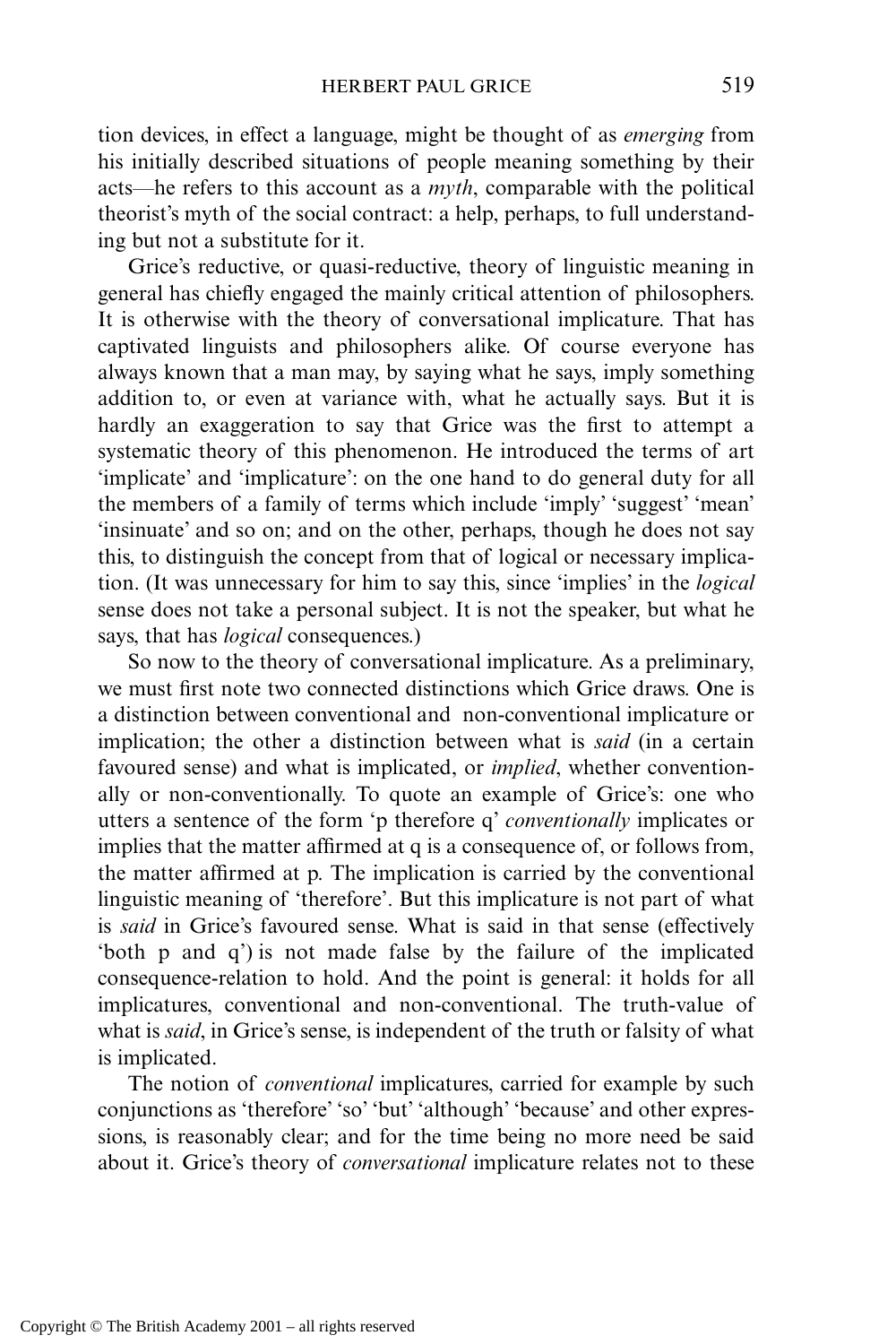tion devices, in effect a language, might be thought of as *emerging* from his initially described situations of people meaning something by their acts—he refers to this account as a *myth*, comparable with the political theorist's myth of the social contract: a help, perhaps, to full understanding but not a substitute for it.

Grice's reductive, or quasi-reductive, theory of linguistic meaning in general has chiefly engaged the mainly critical attention of philosophers. It is otherwise with the theory of conversational implicature. That has captivated linguists and philosophers alike. Of course everyone has always known that a man may, by saying what he says, imply something addition to, or even at variance with, what he actually says. But it is hardly an exaggeration to say that Grice was the first to attempt a systematic theory of this phenomenon. He introduced the terms of art 'implicate' and 'implicature': on the one hand to do general duty for all the members of a family of terms which include 'imply' 'suggest' 'mean' 'insinuate' and so on; and on the other, perhaps, though he does not say this, to distinguish the concept from that of logical or necessary implication. (It was unnecessary for him to say this, since 'implies' in the *logical* sense does not take a personal subject. It is not the speaker, but what he says, that has *logical* consequences.)

So now to the theory of conversational implicature. As a preliminary, we must first note two connected distinctions which Grice draws. One is a distinction between conventional and non-conventional implicature or implication; the other a distinction between what is *said* (in a certain favoured sense) and what is implicated, or *implied*, whether conventionally or non-conventionally. To quote an example of Grice's: one who utters a sentence of the form 'p therefore q' *conventionally* implicates or implies that the matter affirmed at q is a consequence of, or follows from, the matter affirmed at p. The implication is carried by the conventional linguistic meaning of 'therefore'. But this implicature is not part of what is *said* in Grice's favoured sense. What is said in that sense (effectively 'both p and q') is not made false by the failure of the implicated consequence-relation to hold. And the point is general: it holds for all implicatures, conventional and non-conventional. The truth-value of what is *said*, in Grice's sense, is independent of the truth or falsity of what is implicated.

The notion of *conventional* implicatures, carried for example by such conjunctions as 'therefore' 'so' 'but' 'although' 'because' and other expressions, is reasonably clear; and for the time being no more need be said about it. Grice's theory of *conversational* implicature relates not to these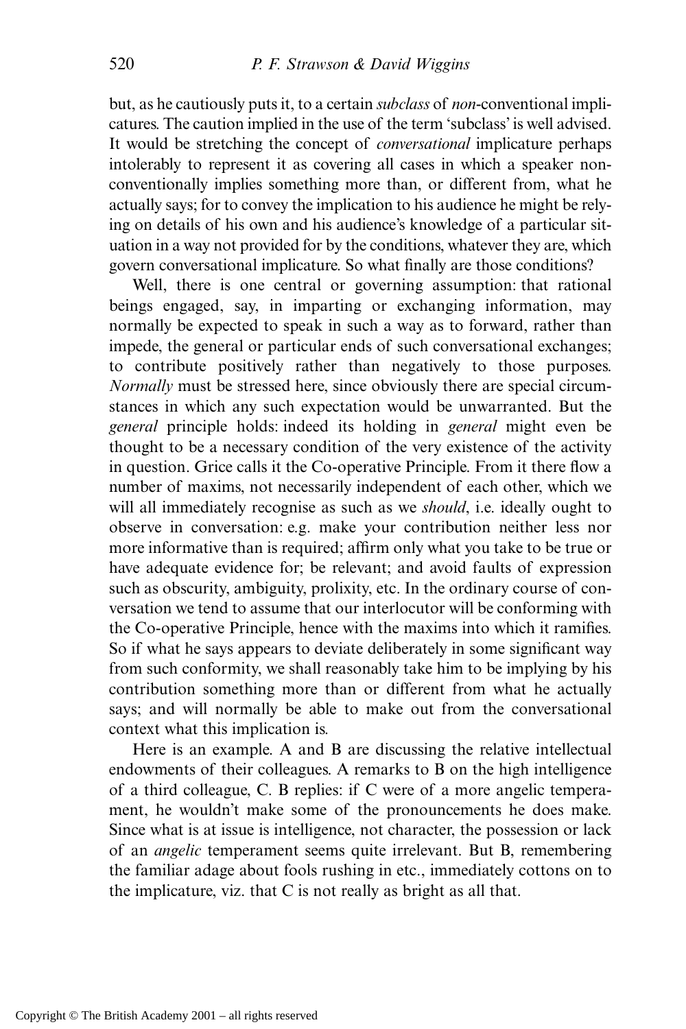but, as he cautiously puts it, to a certain *subclass* of *non*-conventional implicatures. The caution implied in the use of the term 'subclass' is well advised. It would be stretching the concept of *conversational* implicature perhaps intolerably to represent it as covering all cases in which a speaker non-conventionally implies something more than, or different from, what he actually says; for to convey the implication to his audience he might be relying on details of his own and his audience's knowledge of a particular situation in a way not provided for by the conditions, whatever they are, which govern conversational implicature. So what finally are those conditions?

Well, there is one central or governing assumption: that rational beings engaged, say, in imparting or exchanging information, may normally be expected to speak in such a way as to forward, rather than impede, the general or particular ends of such conversational exchanges; to contribute positively rather than negatively to those purposes. *Normally* must be stressed here, since obviously there are special circumstances in which any such expectation would be unwarranted. But the *general* principle holds: indeed its holding in *general* might even be thought to be a necessary condition of the very existence of the activity in question. Grice calls it the Co-operative Principle. From it there flow a number of maxims, not necessarily independent of each other, which we will all immediately recognise as such as we *should*, i.e. ideally ought to observe in conversation: e.g. make your contribution neither less nor more informative than is required; affirm only what you take to be true or have adequate evidence for; be relevant; and avoid faults of expression such as obscurity, ambiguity, prolixity, etc. In the ordinary course of conversation we tend to assume that our interlocutor will be conforming with the Co-operative Principle, hence with the maxims into which it ramifies. So if what he says appears to deviate deliberately in some significant way from such conformity, we shall reasonably take him to be implying by his contribution something more than or different from what he actually says; and will normally be able to make out from the conversational context what this implication is.

Here is an example. A and B are discussing the relative intellectual endowments of their colleagues. A remarks to B on the high intelligence of a third colleague, C. B replies: if C were of a more angelic temperament, he wouldn't make some of the pronouncements he does make. Since what is at issue is intelligence, not character, the possession or lack of an *angelic* temperament seems quite irrelevant. But B, remembering the familiar adage about fools rushing in etc., immediately cottons on to the implicature, viz. that C is not really as bright as all that.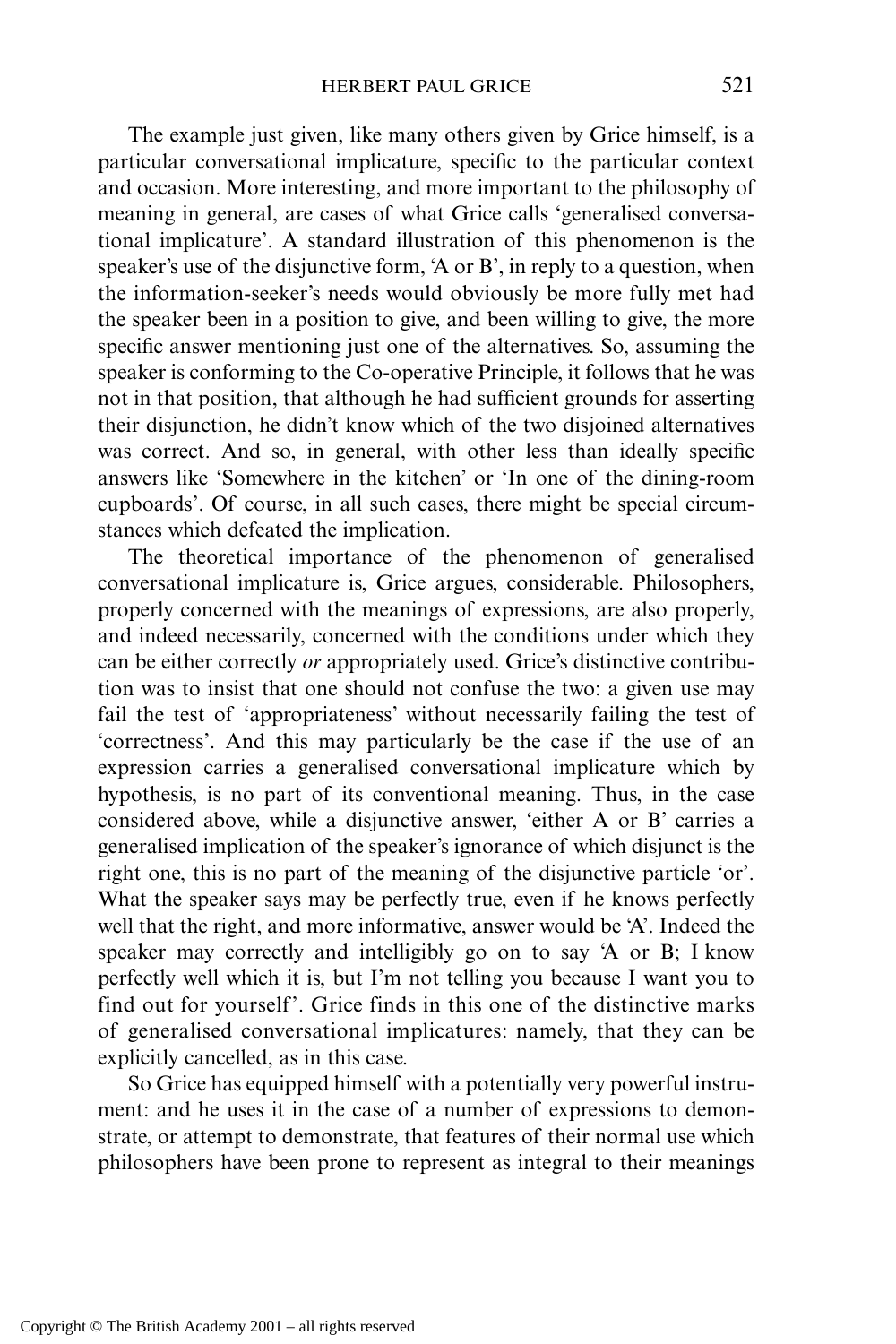The example just given, like many others given by Grice himself, is a particular conversational implicature, specific to the particular context and occasion. More interesting, and more important to the philosophy of meaning in general, are cases of what Grice calls 'generalised conversational implicature'. A standard illustration of this phenomenon is the speaker's use of the disjunctive form, 'A or B', in reply to a question, when the information-seeker's needs would obviously be more fully met had the speaker been in a position to give, and been willing to give, the more specific answer mentioning just one of the alternatives. So, assuming the speaker is conforming to the Co-operative Principle, it follows that he was not in that position, that although he had sufficient grounds for asserting their disjunction, he didn't know which of the two disjoined alternatives was correct. And so, in general, with other less than ideally specific answers like 'Somewhere in the kitchen' or 'In one of the dining-room cupboards'. Of course, in all such cases, there might be special circumstances which defeated the implication.

The theoretical importance of the phenomenon of generalised conversational implicature is, Grice argues, considerable. Philosophers, properly concerned with the meanings of expressions, are also properly, and indeed necessarily, concerned with the conditions under which they can be either correctly *or* appropriately used. Grice's distinctive contribution was to insist that one should not confuse the two: a given use may fail the test of 'appropriateness' without necessarily failing the test of 'correctness'. And this may particularly be the case if the use of an expression carries a generalised conversational implicature which by hypothesis, is no part of its conventional meaning. Thus, in the case considered above, while a disjunctive answer, 'either A or B' carries a generalised implication of the speaker's ignorance of which disjunct is the right one, this is no part of the meaning of the disjunctive particle 'or'. What the speaker says may be perfectly true, even if he knows perfectly well that the right, and more informative, answer would be 'A'. Indeed the speaker may correctly and intelligibly go on to say 'A or B; I know perfectly well which it is, but I'm not telling you because I want you to find out for yourself'. Grice finds in this one of the distinctive marks of generalised conversational implicatures: namely, that they can be explicitly cancelled, as in this case.

So Grice has equipped himself with a potentially very powerful instrument: and he uses it in the case of a number of expressions to demonstrate, or attempt to demonstrate, that features of their normal use which philosophers have been prone to represent as integral to their meanings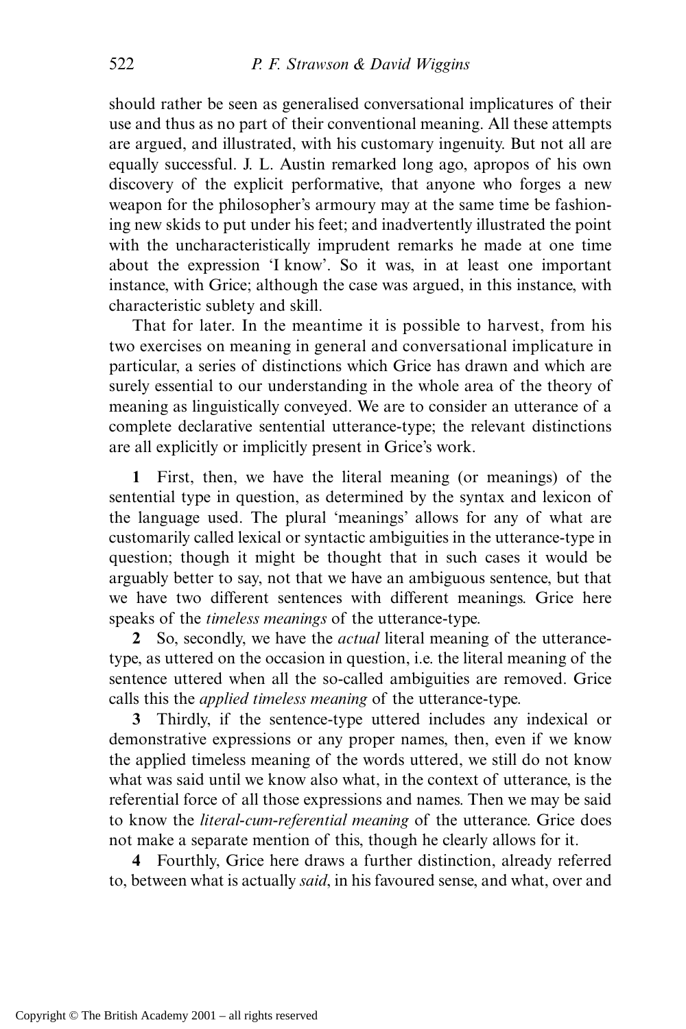should rather be seen as generalised conversational implicatures of their use and thus as no part of their conventional meaning. All these attempts are argued, and illustrated, with his customary ingenuity. But not all are equally successful. J. L. Austin remarked long ago, apropos of his own discovery of the explicit performative, that anyone who forges a new weapon for the philosopher's armoury may at the same time be fashioning new skids to put under his feet; and inadvertently illustrated the point with the uncharacteristically imprudent remarks he made at one time about the expression 'I know'. So it was, in at least one important instance, with Grice; although the case was argued, in this instance, with characteristic sublety and skill.

That for later. In the meantime it is possible to harvest, from his two exercises on meaning in general and conversational implicature in particular, a series of distinctions which Grice has drawn and which are surely essential to our understanding in the whole area of the theory of meaning as linguistically conveyed. We are to consider an utterance of a complete declarative sentential utterance-type; the relevant distinctions are all explicitly or implicitly present in Grice's work.

**1** First, then, we have the literal meaning (or meanings) of the sentential type in question, as determined by the syntax and lexicon of the language used. The plural 'meanings' allows for any of what are customarily called lexical or syntactic ambiguities in the utterance-type in question; though it might be thought that in such cases it would be arguably better to say, not that we have an ambiguous sentence, but that we have two different sentences with different meanings. Grice here speaks of the *timeless meanings* of the utterance-type.

**2** So, secondly, we have the *actual* literal meaning of the utterance-type, as uttered on the occasion in question, i.e. the literal meaning of the sentence uttered when all the so-called ambiguities are removed. Grice calls this the *applied timeless meaning* of the utterance-type.

**3** Thirdly, if the sentence-type uttered includes any indexical or demonstrative expressions or any proper names, then, even if we know the applied timeless meaning of the words uttered, we still do not know what was said until we know also what, in the context of utterance, is the referential force of all those expressions and names. Then we may be said to know the *literal-cum-referential meaning* of the utterance. Grice does not make a separate mention of this, though he clearly allows for it.

**4** Fourthly, Grice here draws a further distinction, already referred to, between what is actually *said*, in his favoured sense, and what, over and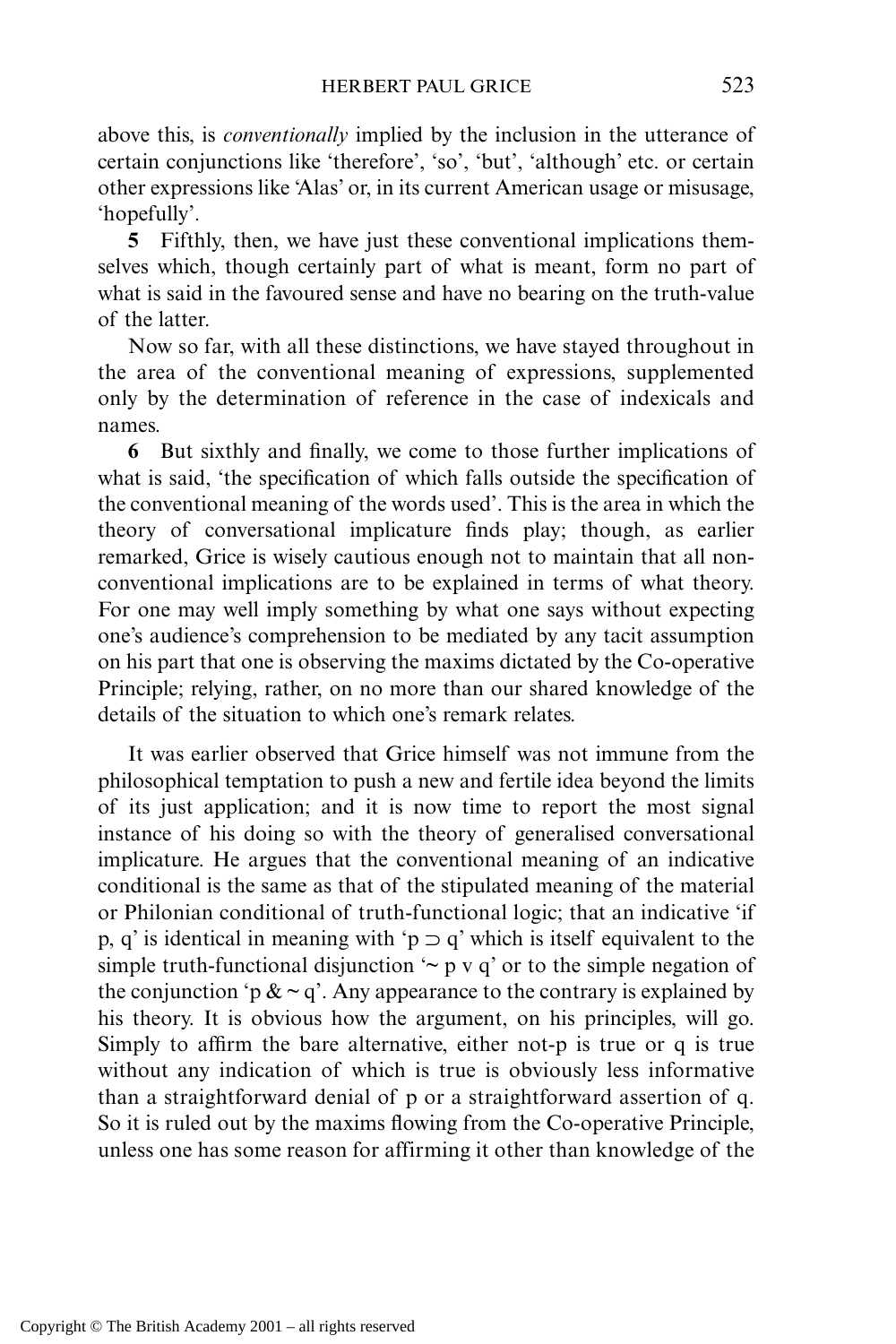above this, is *conventionally* implied by the inclusion in the utterance of certain conjunctions like 'therefore', 'so', 'but', 'although' etc. or certain other expressions like 'Alas' or, in its current American usage or misusage, 'hopefully'.

**5** Fifthly, then, we have just these conventional implications themselves which, though certainly part of what is meant, form no part of what is said in the favoured sense and have no bearing on the truth-value of the latter.

Now so far, with all these distinctions, we have stayed throughout in the area of the conventional meaning of expressions, supplemented only by the determination of reference in the case of indexicals and names.

**6** But sixthly and finally, we come to those further implications of what is said, 'the specification of which falls outside the specification of the conventional meaning of the words used'. This is the area in which the theory of conversational implicature finds play; though, as earlier remarked, Grice is wisely cautious enough not to maintain that all non-conventional implications are to be explained in terms of what theory. For one may well imply something by what one says without expecting one's audience's comprehension to be mediated by any tacit assumption on his part that one is observing the maxims dictated by the Co-operative Principle; relying, rather, on no more than our shared knowledge of the details of the situation to which one's remark relates.

It was earlier observed that Grice himself was not immune from the philosophical temptation to push a new and fertile idea beyond the limits of its just application; and it is now time to report the most signal instance of his doing so with the theory of generalised conversational implicature. He argues that the conventional meaning of an indicative conditional is the same as that of the stipulated meaning of the material or Philonian conditional of truth-functional logic; that an indicative 'if p, q' is identical in meaning with '$p \supset q$' which is itself equivalent to the simple truth-functional disjunction '$\sim p \vee q$' or to the simple negation of the conjunction '$p \mathbin{\&} \sim q$'. Any appearance to the contrary is explained by his theory. It is obvious how the argument, on his principles, will go. Simply to affirm the bare alternative, either not-p is true or q is true without any indication of which is true is obviously less informative than a straightforward denial of p or a straightforward assertion of q. So it is ruled out by the maxims flowing from the Co-operative Principle, unless one has some reason for affirming it other than knowledge of the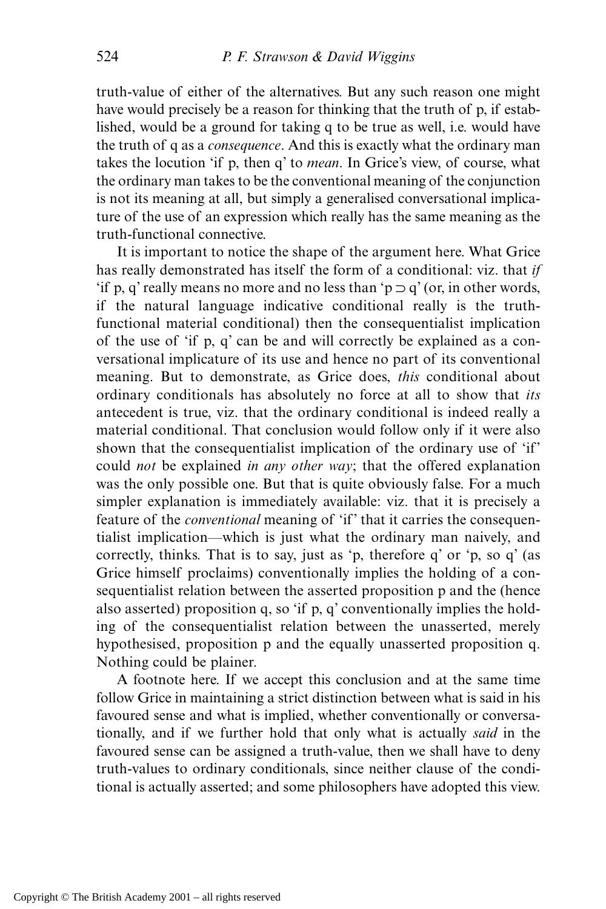truth-value of either of the alternatives. But any such reason one might have would precisely be a reason for thinking that the truth of p, if established, would be a ground for taking q to be true as well, i.e. would have the truth of q as a *consequence*. And this is exactly what the ordinary man takes the locution 'if p, then q' to *mean*. In Grice's view, of course, what the ordinary man takes to be the conventional meaning of the conjunction is not its meaning at all, but simply a generalised conversational implicature of the use of an expression which really has the same meaning as the truth-functional connective.

It is important to notice the shape of the argument here. What Grice has really demonstrated has itself the form of a conditional: viz. that *if* 'if p, q' really means no more and no less than 'p ⊃ q' (or, in other words, if the natural language indicative conditional really is the truth-functional material conditional) then the consequentialist implication of the use of 'if p, q' can be and will correctly be explained as a conversational implicature of its use and hence no part of its conventional meaning. But to demonstrate, as Grice does, *this* conditional about ordinary conditionals has absolutely no force at all to show that *its* antecedent is true, viz. that the ordinary conditional is indeed really a material conditional. That conclusion would follow only if it were also shown that the consequentialist implication of the ordinary use of 'if' could *not* be explained *in any other way*; that the offered explanation was the only possible one. But that is quite obviously false. For a much simpler explanation is immediately available: viz. that it is precisely a feature of the *conventional* meaning of 'if' that it carries the consequentialist implication—which is just what the ordinary man naively, and correctly, thinks. That is to say, just as 'p, therefore q' or 'p, so q' (as Grice himself proclaims) conventionally implies the holding of a consequentialist relation between the asserted proposition p and the (hence also asserted) proposition q, so 'if p, q' conventionally implies the holding of the consequentialist relation between the unasserted, merely hypothesised, proposition p and the equally unasserted proposition q. Nothing could be plainer.

A footnote here. If we accept this conclusion and at the same time follow Grice in maintaining a strict distinction between what is said in his favoured sense and what is implied, whether conventionally or conversationally, and if we further hold that only what is actually *said* in the favoured sense can be assigned a truth-value, then we shall have to deny truth-values to ordinary conditionals, since neither clause of the conditional is actually asserted; and some philosophers have adopted this view.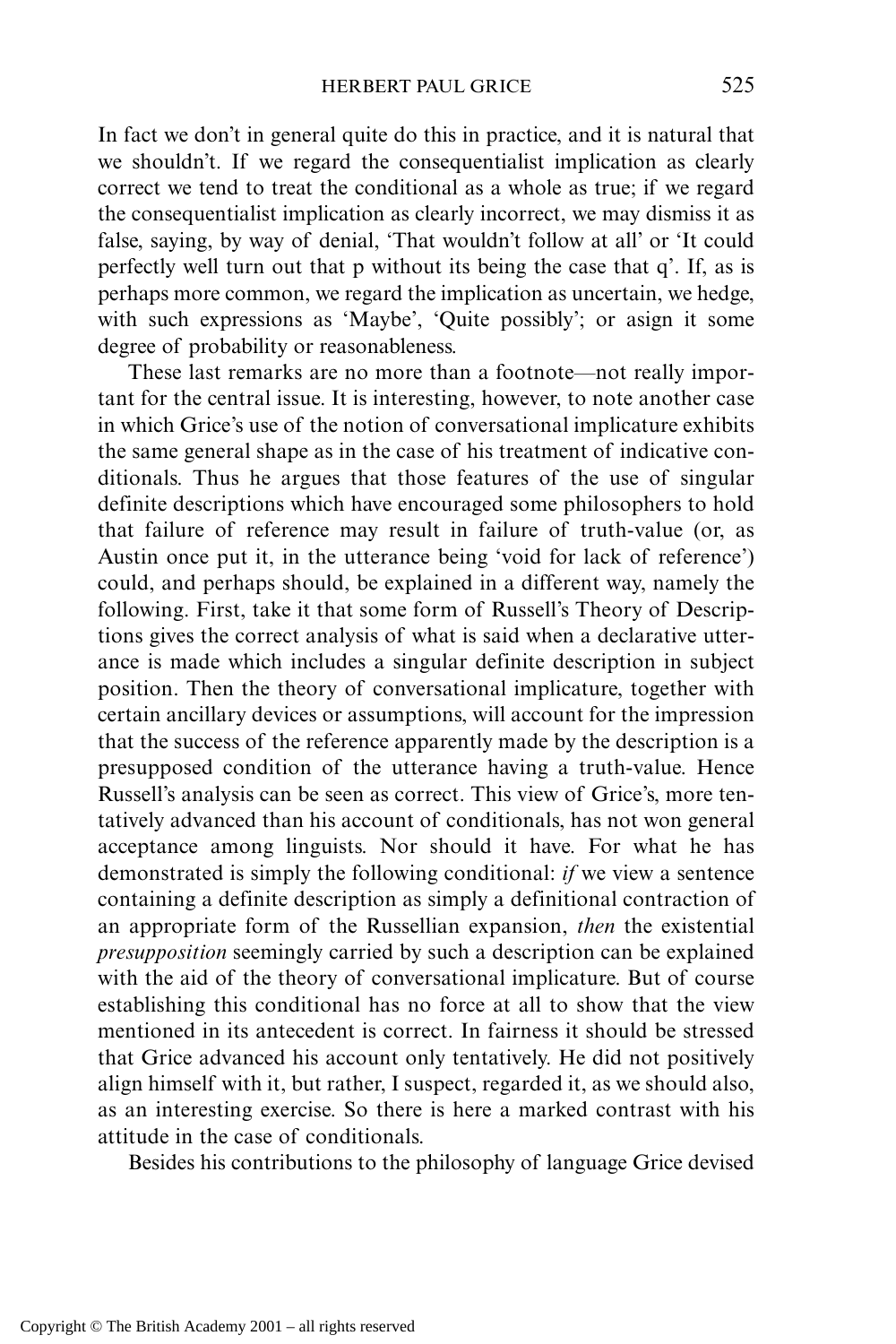In fact we don't in general quite do this in practice, and it is natural that we shouldn't. If we regard the consequentialist implication as clearly correct we tend to treat the conditional as a whole as true; if we regard the consequentialist implication as clearly incorrect, we may dismiss it as false, saying, by way of denial, 'That wouldn't follow at all' or 'It could perfectly well turn out that p without its being the case that q'. If, as is perhaps more common, we regard the implication as uncertain, we hedge, with such expressions as 'Maybe', 'Quite possibly'; or asign it some degree of probability or reasonableness.

These last remarks are no more than a footnote—not really important for the central issue. It is interesting, however, to note another case in which Grice's use of the notion of conversational implicature exhibits the same general shape as in the case of his treatment of indicative conditionals. Thus he argues that those features of the use of singular definite descriptions which have encouraged some philosophers to hold that failure of reference may result in failure of truth-value (or, as Austin once put it, in the utterance being 'void for lack of reference') could, and perhaps should, be explained in a different way, namely the following. First, take it that some form of Russell's Theory of Descriptions gives the correct analysis of what is said when a declarative utterance is made which includes a singular definite description in subject position. Then the theory of conversational implicature, together with certain ancillary devices or assumptions, will account for the impression that the success of the reference apparently made by the description is a presupposed condition of the utterance having a truth-value. Hence Russell's analysis can be seen as correct. This view of Grice's, more tentatively advanced than his account of conditionals, has not won general acceptance among linguists. Nor should it have. For what he has demonstrated is simply the following conditional: *if* we view a sentence containing a definite description as simply a definitional contraction of an appropriate form of the Russellian expansion, *then* the existential *presupposition* seemingly carried by such a description can be explained with the aid of the theory of conversational implicature. But of course establishing this conditional has no force at all to show that the view mentioned in its antecedent is correct. In fairness it should be stressed that Grice advanced his account only tentatively. He did not positively align himself with it, but rather, I suspect, regarded it, as we should also, as an interesting exercise. So there is here a marked contrast with his attitude in the case of conditionals.

Besides his contributions to the philosophy of language Grice devised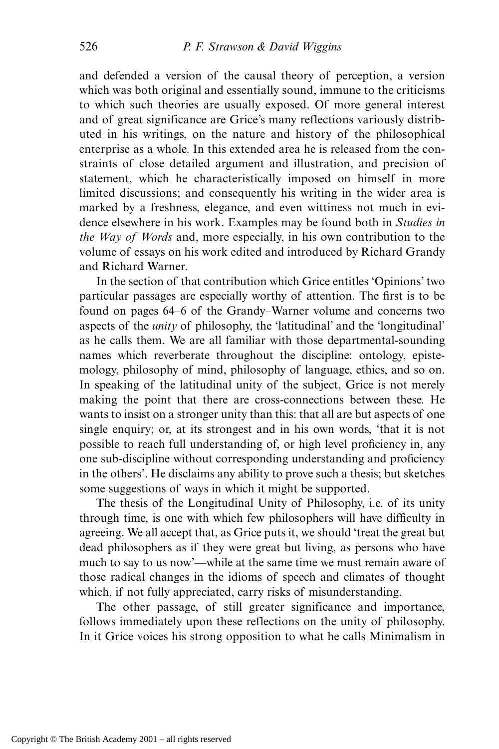and defended a version of the causal theory of perception, a version which was both original and essentially sound, immune to the criticisms to which such theories are usually exposed. Of more general interest and of great significance are Grice's many reflections variously distributed in his writings, on the nature and history of the philosophical enterprise as a whole. In this extended area he is released from the constraints of close detailed argument and illustration, and precision of statement, which he characteristically imposed on himself in more limited discussions; and consequently his writing in the wider area is marked by a freshness, elegance, and even wittiness not much in evidence elsewhere in his work. Examples may be found both in *Studies in the Way of Words* and, more especially, in his own contribution to the volume of essays on his work edited and introduced by Richard Grandy and Richard Warner.

In the section of that contribution which Grice entitles 'Opinions' two particular passages are especially worthy of attention. The first is to be found on pages 64–6 of the Grandy–Warner volume and concerns two aspects of the *unity* of philosophy, the 'latitudinal' and the 'longitudinal' as he calls them. We are all familiar with those departmental-sounding names which reverberate throughout the discipline: ontology, epistemology, philosophy of mind, philosophy of language, ethics, and so on. In speaking of the latitudinal unity of the subject, Grice is not merely making the point that there are cross-connections between these. He wants to insist on a stronger unity than this: that all are but aspects of one single enquiry; or, at its strongest and in his own words, 'that it is not possible to reach full understanding of, or high level proficiency in, any one sub-discipline without corresponding understanding and proficiency in the others'. He disclaims any ability to prove such a thesis; but sketches some suggestions of ways in which it might be supported.

The thesis of the Longitudinal Unity of Philosophy, i.e. of its unity through time, is one with which few philosophers will have difficulty in agreeing. We all accept that, as Grice puts it, we should 'treat the great but dead philosophers as if they were great but living, as persons who have much to say to us now'—while at the same time we must remain aware of those radical changes in the idioms of speech and climates of thought which, if not fully appreciated, carry risks of misunderstanding.

The other passage, of still greater significance and importance, follows immediately upon these reflections on the unity of philosophy. In it Grice voices his strong opposition to what he calls Minimalism in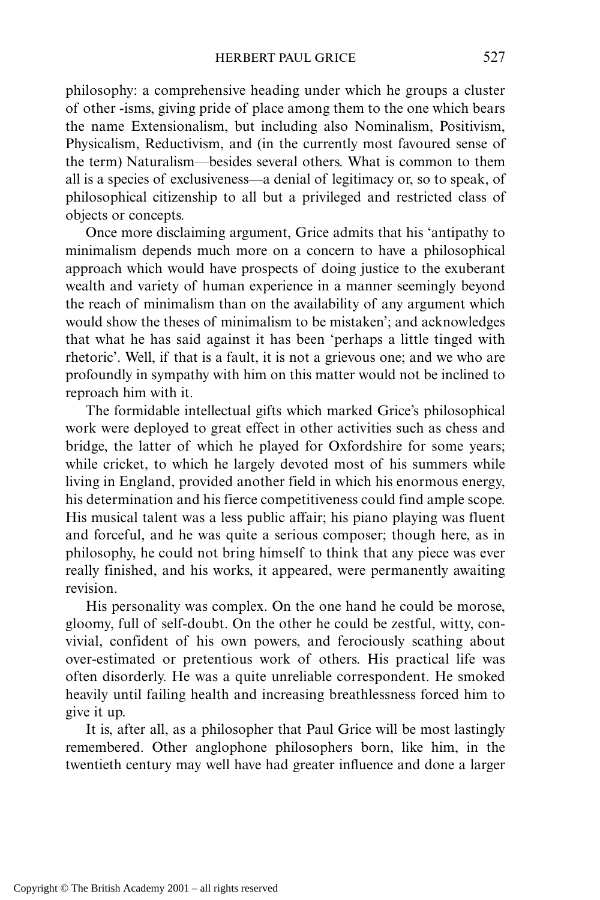philosophy: a comprehensive heading under which he groups a cluster of other -isms, giving pride of place among them to the one which bears the name Extensionalism, but including also Nominalism, Positivism, Physicalism, Reductivism, and (in the currently most favoured sense of the term) Naturalism—besides several others. What is common to them all is a species of exclusiveness—a denial of legitimacy or, so to speak, of philosophical citizenship to all but a privileged and restricted class of objects or concepts.

Once more disclaiming argument, Grice admits that his 'antipathy to minimalism depends much more on a concern to have a philosophical approach which would have prospects of doing justice to the exuberant wealth and variety of human experience in a manner seemingly beyond the reach of minimalism than on the availability of any argument which would show the theses of minimalism to be mistaken'; and acknowledges that what he has said against it has been 'perhaps a little tinged with rhetoric'. Well, if that is a fault, it is not a grievous one; and we who are profoundly in sympathy with him on this matter would not be inclined to reproach him with it.

The formidable intellectual gifts which marked Grice's philosophical work were deployed to great effect in other activities such as chess and bridge, the latter of which he played for Oxfordshire for some years; while cricket, to which he largely devoted most of his summers while living in England, provided another field in which his enormous energy, his determination and his fierce competitiveness could find ample scope. His musical talent was a less public affair; his piano playing was fluent and forceful, and he was quite a serious composer; though here, as in philosophy, he could not bring himself to think that any piece was ever really finished, and his works, it appeared, were permanently awaiting revision.

His personality was complex. On the one hand he could be morose, gloomy, full of self-doubt. On the other he could be zestful, witty, convivial, confident of his own powers, and ferociously scathing about over-estimated or pretentious work of others. His practical life was often disorderly. He was a quite unreliable correspondent. He smoked heavily until failing health and increasing breathlessness forced him to give it up.

It is, after all, as a philosopher that Paul Grice will be most lastingly remembered. Other anglophone philosophers born, like him, in the twentieth century may well have had greater influence and done a larger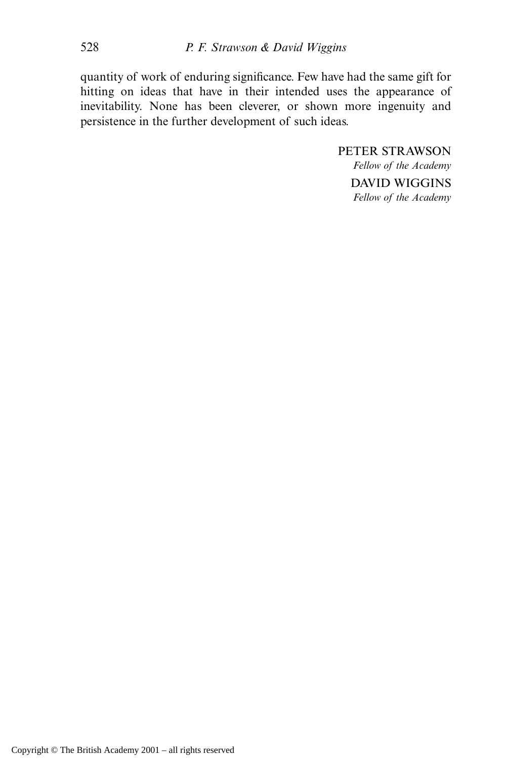quantity of work of enduring significance. Few have had the same gift for hitting on ideas that have in their intended uses the appearance of inevitability. None has been cleverer, or shown more ingenuity and persistence in the further development of such ideas.

PETER STRAWSON
*Fellow of the Academy*

DAVID WIGGINS
*Fellow of the Academy*